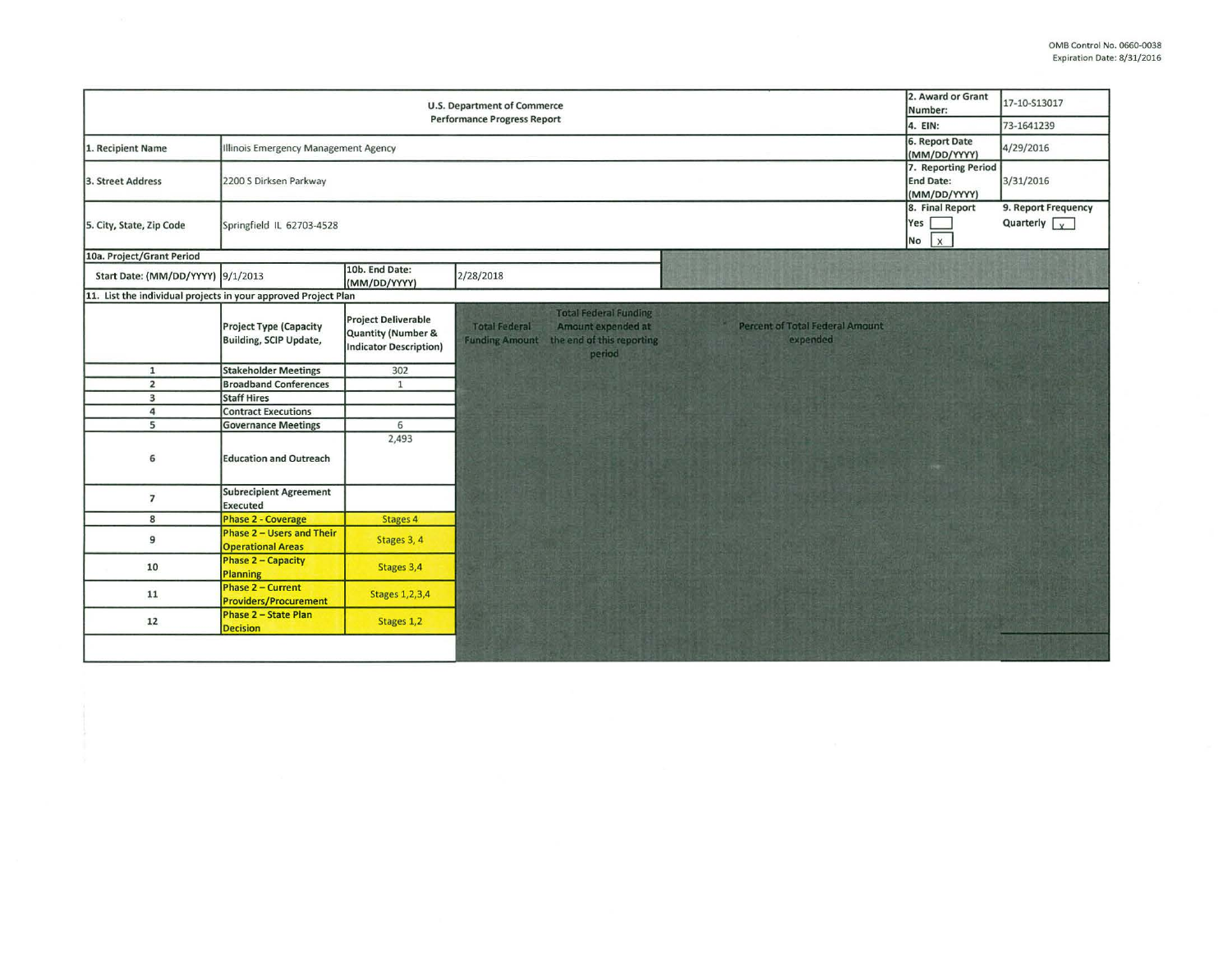OMB Control No. 0660-0038
Expiration Date: 8/31/2016

| U.S. Department of Commerce Performance Progress Report | | | | | 2. Award or Grant Number: | 17-10-S13017 |
|---|---|---|---|---|---|---|
| | | | | | 4. EIN: | 73-1641239 |
| 1. Recipient Name | Illinois Emergency Management Agency | | | | 6. Report Date (MM/DD/YYYY) | 4/29/2016 |
| 3. Street Address | 2200 S Dirksen Parkway | | | | 7. Reporting Period End Date: (MM/DD/YYYY) | 3/31/2016 |
| 5. City, State, Zip Code | Springfield IL 62703-4528 | | | | 8. Final Report Yes [ ] No [x] | 9. Report Frequency Quarterly [x] |
| 10a. Project/Grant Period | | | | | | |
| Start Date: (MM/DD/YYYY) | 9/1/2013 | 10b. End Date: (MM/DD/YYYY) | 2/28/2018 | | | |
| 11. List the individual projects in your approved Project Plan | | | | | | |
| | Project Type (Capacity Building, SCIP Update, | Project Deliverable Quantity (Number & Indicator Description) | Total Federal Funding Amount | Total Federal Funding Amount expended at the end of this reporting period | Percent of Total Federal Amount expended | |
| 1 | Stakeholder Meetings | 302 | | | | |
| 2 | Broadband Conferences | 1 | | | | |
| 3 | Staff Hires | | | | | |
| 4 | Contract Executions | | | | | |
| 5 | Governance Meetings | 6 | | | | |
| 6 | Education and Outreach | 2,493 | | | | |
| 7 | Subrecipient Agreement Executed | | | | | |
| 8 | Phase 2 - Coverage | Stages 4 | | | | |
| 9 | Phase 2 – Users and Their Operational Areas | Stages 3, 4 | | | | |
| 10 | Phase 2 – Capacity Planning | Stages 3,4 | | | | |
| 11 | Phase 2 – Current Providers/Procurement | Stages 1,2,3,4 | | | | |
| 12 | Phase 2 – State Plan Decision | Stages 1,2 | | | | |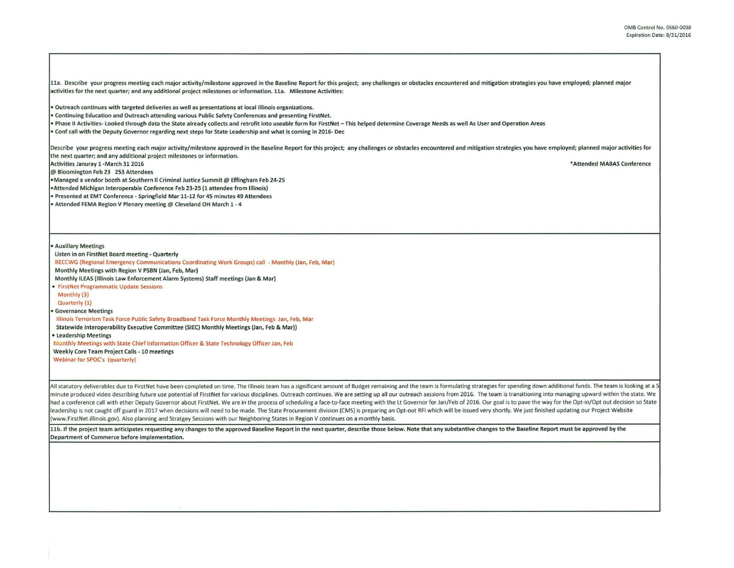11a. Describe your progress meeting each major activity/milestone approved in the Baseline Report for this project; any challenges or obstacles encountered and mitigation strategies you have employed; planned major activities for the next quarter; and any additional project milestones or information. 11a. Milestone Activities:

- Outreach continues with targeted deliveries as well as presentations at local Illinois organizations.
- Continuing Education and Outreach attending various Public Safety Conferences and presenting FirstNet.
- Phase II Activities- Looked through data the State already collects and retrofit into useable form for FirstNet – This helped determine Coverage Needs as well As User and Operation Areas
- Conf call with the Deputy Governor regarding next steps for State Leadership and what is coming in 2016- Dec

Describe your progress meeting each major activity/milestone approved in the Baseline Report for this project; any challenges or obstacles encountered and mitigation strategies you have employed; planned major activities for the next quarter; and any additional project milestones or information.

Activities Januray 1 -March 31 2016

*Attended MABAS Conference @ Bloomington Feb 23 253 Attendees

- Managed a vendor booth at Southern Il Criminal Justice Summit @ Effingham Feb 24-25
- Attended Michigan Interoperable Conference Feb 23-25 (1 attendee from Illinois)
- Presented at EMT Conference - Springfield Mar 11-12 for 45 minutes 49 Attendees
- Attended FEMA Region V Plenary meeting @ Cleveland OH March 1 - 4

- Auxillary Meetings
  - Listen in on FirstNet Board meeting - Quarterly
  - RECCWG (Regional Emergency Communications Coordinating Work Groups) call - Monthly (Jan, Feb, Mar)
  - Monthly Meetings with Region V PSBN (Jan, Feb, Mar)
  - Monthly ILEAS (Illinois Law Enforcement Alarm Systems) Staff meetings (Jan & Mar)
- FirstNet Programmatic Update Sessions
  - Monthly (3)
  - Quarterly (1)
- Governance Meetings
  - Illinois Terrorism Task Force Public Safety Broadband Task Force Monthly Meetings Jan, Feb, Mar
  - Statewide Interoperability Executive Committee (SIEC) Monthly Meetings (Jan, Feb & Mar))
- Leadership Meetings
  - Monthly Meetings with State Chief Information Officer & State Technology Officer Jan, Feb
  - Weekly Core Team Project Calls - 10 meetings
  - Webinar for SPOC's (quarterly)

All statutory deliverables due to FirstNet have been completed on time. The Illinois team has a significant amount of Budget remaining and the team is formulating strategies for spending down additional funds. The team is looking at a 5 minute produced video describing future use potential of FirstNet for various disciplines. Outreach continues. We are setting up all our outreach sessions from 2016. The team is transitioning into managing upward within the state. We had a conference call with ether Deputy Governor about FirstNet. We are in the process of scheduling a face-to-face meeting with the Lt Governor for Jan/Feb of 2016. Our goal is to pave the way for the Opt-in/Opt out decision so State leadership is not caught off guard in 2017 when decisions will need to be made. The State Procurement division (CMS) is preparing an Opt-out RFI which will be issued very shortly. We just finished updating our Project Website (www.FirstNet.illinois.gov). Also planning and Stratgey Sessions with our Neighboring States in Region V continues on a monthly basis.

11b. If the project team anticipates requesting any changes to the approved Baseline Report in the next quarter, describe those below. Note that any substantive changes to the Baseline Report must be approved by the Department of Commerce before implementation.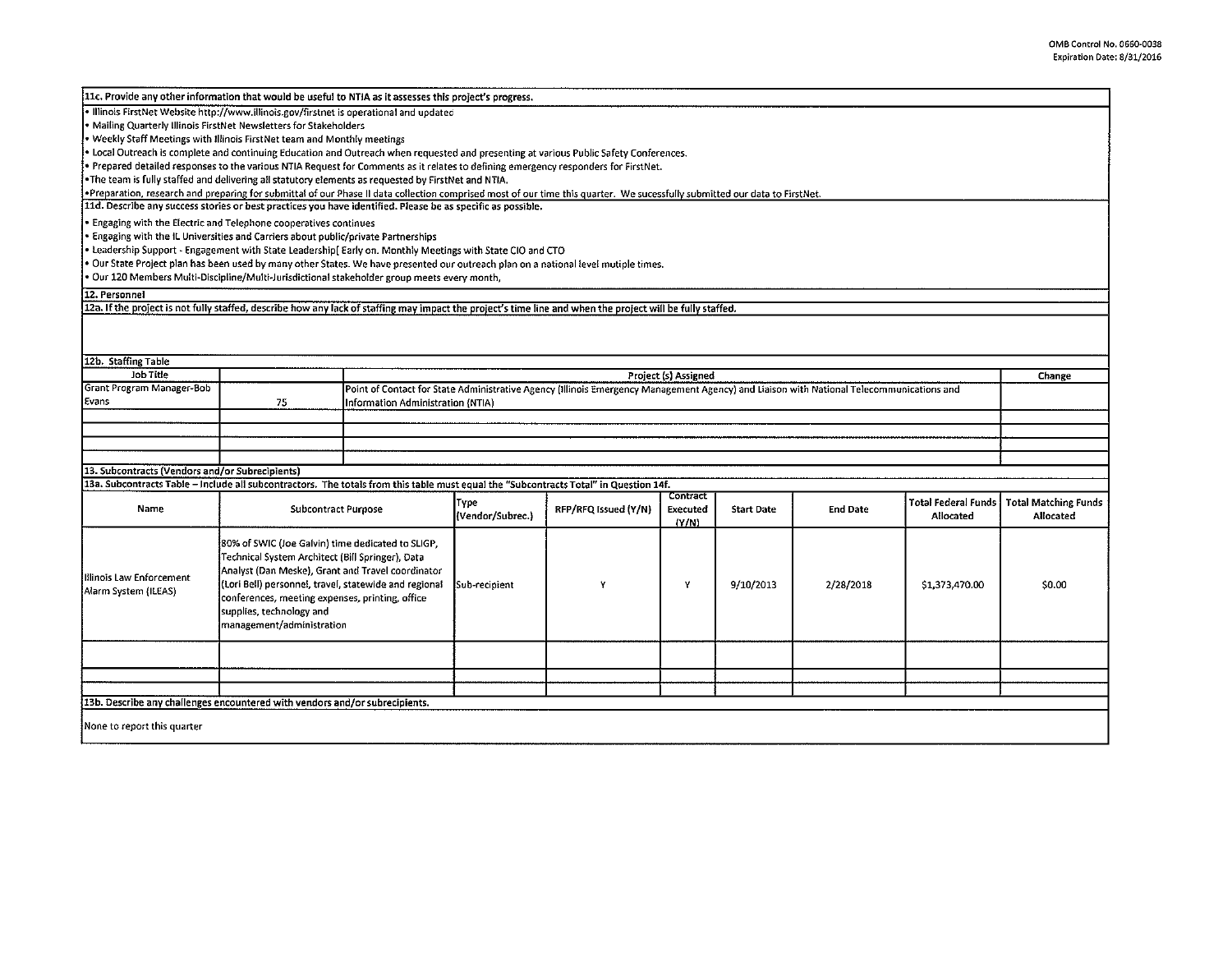**11c. Provide any other information that would be useful to NTIA as it assesses this project's progress.**

- Illinois FirstNet Website http://www.illinois.gov/firstnet is operational and updated
- Mailing Quarterly Illinois FirstNet Newsletters for Stakeholders
- Weekly Staff Meetings with Illinois FirstNet team and Monthly meetings
- Local Outreach is complete and continuing Education and Outreach when requested and presenting at various Public Safety Conferences.
- Prepared detailed responses to the various NTIA Request for Comments as it relates to defining emergency responders for FirstNet.
- The team is fully staffed and delivering all statutory elements as requested by FirstNet and NTIA.
- Preparation, research and preparing for submittal of our Phase II data collection comprised most of our time this quarter. We sucessfully submitted our data to FirstNet.

**11d. Describe any success stories or best practices you have identified. Please be as specific as possible.**

- Engaging with the Electric and Telephone cooperatives continues
- Engaging with the IL Universities and Carriers about public/private Partnerships
- Leadership Support - Engagement with State Leadership[ Early on. Monthly Meetings with State CIO and CTO
- Our State Project plan has been used by many other States. We have presented our outreach plan on a national level mutiple times.
- Our 120 Members Multi-Discipline/Multi-Jurisdictional stakeholder group meets every month,

**12. Personnel**

**12a. If the project is not fully staffed, describe how any lack of staffing may impact the project's time line and when the project will be fully staffed.**

**12b. Staffing Table**

| Job Title | | Project (s) Assigned | Change |
|---|---|---|---|
| Grant Program Manager-Bob Evans | 75 | Point of Contact for State Administrative Agency (Illinois Emergency Management Agency) and Liaison with National Telecommunications and Information Administration (NTIA) | |
| | | | |
| | | | |
| | | | |
| | | | |

**13. Subcontracts (Vendors and/or Subrecipients)**

**13a. Subcontracts Table – Include all subcontractors. The totals from this table must equal the "Subcontracts Total" in Question 14f.**

| Name | Subcontract Purpose | Type (Vendor/Subrec.) | RFP/RFQ Issued (Y/N) | Contract Executed (Y/N) | Start Date | End Date | Total Federal Funds Allocated | Total Matching Funds Allocated |
|---|---|---|---|---|---|---|---|---|
| Illinois Law Enforcement Alarm System (ILEAS) | 80% of SWIC (Joe Galvin) time dedicated to SLIGP, Technical System Architect (Bill Springer), Data Analyst (Dan Meske), Grant and Travel coordinator (Lori Bell) personnel, travel, statewide and regional conferences, meeting expenses, printing, office supplies, technology and management/administration | Sub-recipient | Y | Y | 9/10/2013 | 2/28/2018 | $1,373,470.00 | $0.00 |
| | | | | | | | | |
| | | | | | | | | |
| | | | | | | | | |

**13b. Describe any challenges encountered with vendors and/or subrecipients.**

None to report this quarter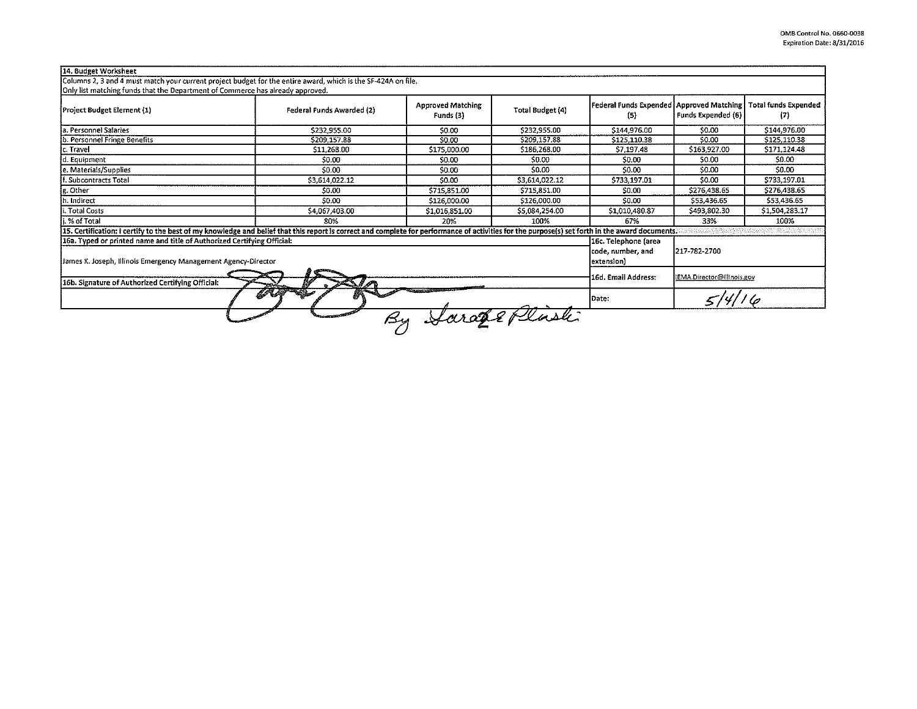OMB Control No. 0660-0038
Expiration Date: 8/31/2016

**14. Budget Worksheet**

Columns 2, 3 and 4 must match your current project budget for the entire award, which is the SF-424A on file.
Only list matching funds that the Department of Commerce has already approved.

| Project Budget Element (1) | Federal Funds Awarded (2) | Approved Matching Funds (3) | Total Budget (4) | Federal Funds Expended (5) | Approved Matching Funds Expended (6) | Total funds Expended (7) |
|---|---|---|---|---|---|---|
| a. Personnel Salaries | $232,955.00 | $0.00 | $232,955.00 | $144,976.00 | $0.00 | $144,976.00 |
| b. Personnel Fringe Benefits | $209,157.88 | $0.00 | $209,157.88 | $125,110.38 | $0.00 | $125,110.38 |
| c. Travel | $11,268.00 | $175,000.00 | $186,268.00 | $7,197.48 | $163,927.00 | $171,124.48 |
| d. Equipment | $0.00 | $0.00 | $0.00 | $0.00 | $0.00 | $0.00 |
| e. Materials/Supplies | $0.00 | $0.00 | $0.00 | $0.00 | $0.00 | $0.00 |
| f. Subcontracts Total | $3,614,022.12 | $0.00 | $3,614,022.12 | $733,197.01 | $0.00 | $733,197.01 |
| g. Other | $0.00 | $715,851.00 | $715,851.00 | $0.00 | $276,438.65 | $276,438.65 |
| h. Indirect | $0.00 | $126,000.00 | $126,000.00 | $0.00 | $53,436.65 | $53,436.65 |
| i. Total Costs | $4,067,403.00 | $1,016,851.00 | $5,084,254.00 | $1,010,480.87 | $493,802.30 | $1,504,283.17 |
| j. % of Total | 80% | 20% | 100% | 67% | 33% | 100% |

**15. Certification:** I certify to the best of my knowledge and belief that this report is correct and complete for performance of activities for the purpose(s) set forth in the award documents.

**16a. Typed or printed name and title of Authorized Certifying Official:**
James K. Joseph, Illinois Emergency Management Agency-Director

**16b. Signature of Authorized Certifying Official:** [signature] By Sarah E Pluski

**16c. Telephone (area code, number, and extension):** 217-782-2700

**16d. Email Address:** IEMA.Director@illinois.gov

**Date:** 5/4/16